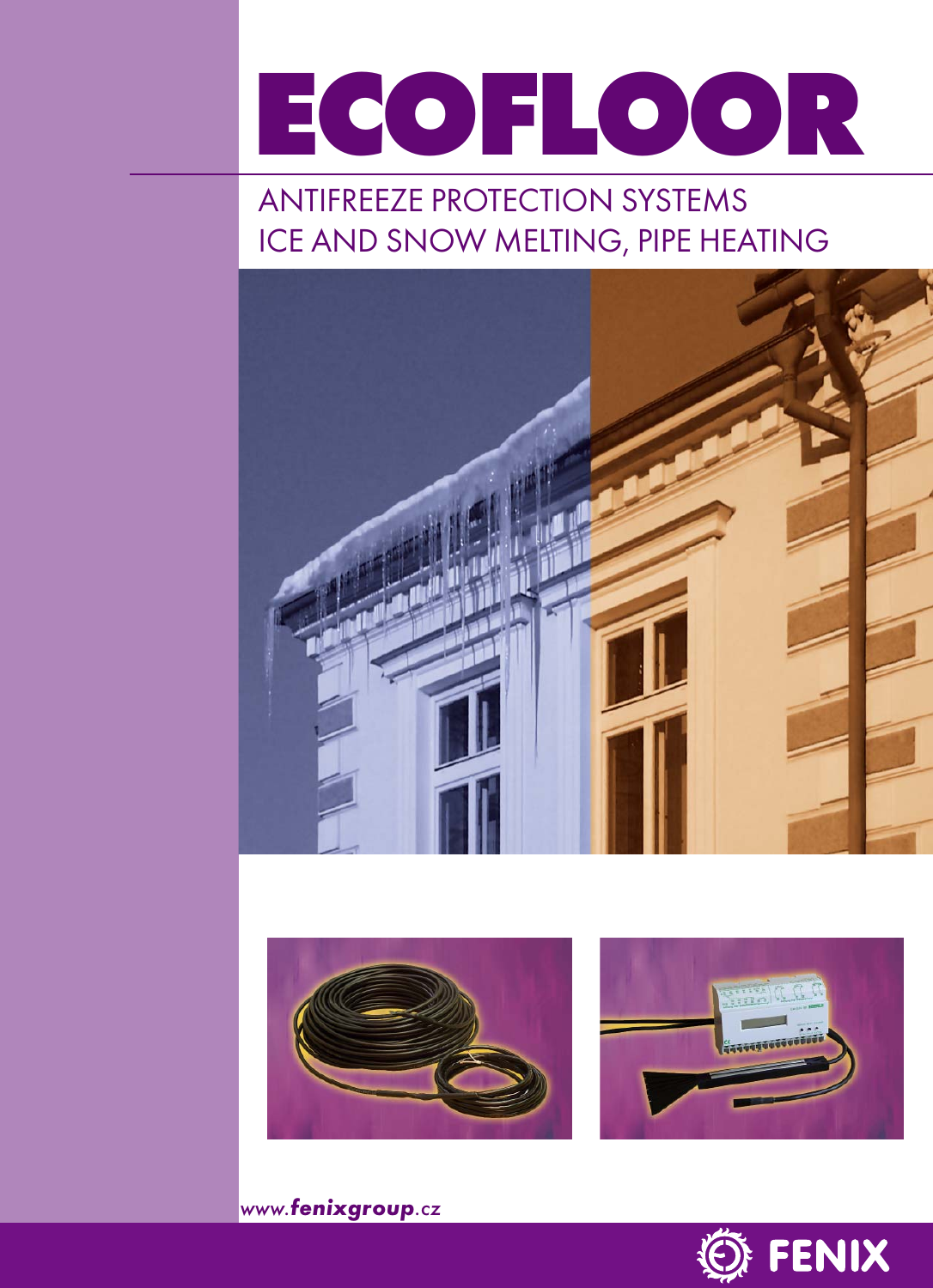# ECOFLOOR

## ANTIFREEZE PROTECTION SYSTEMS
## ICE AND SNOW MELTING, PIPE HEATING

*www.**fenixgroup**.cz*

FENIX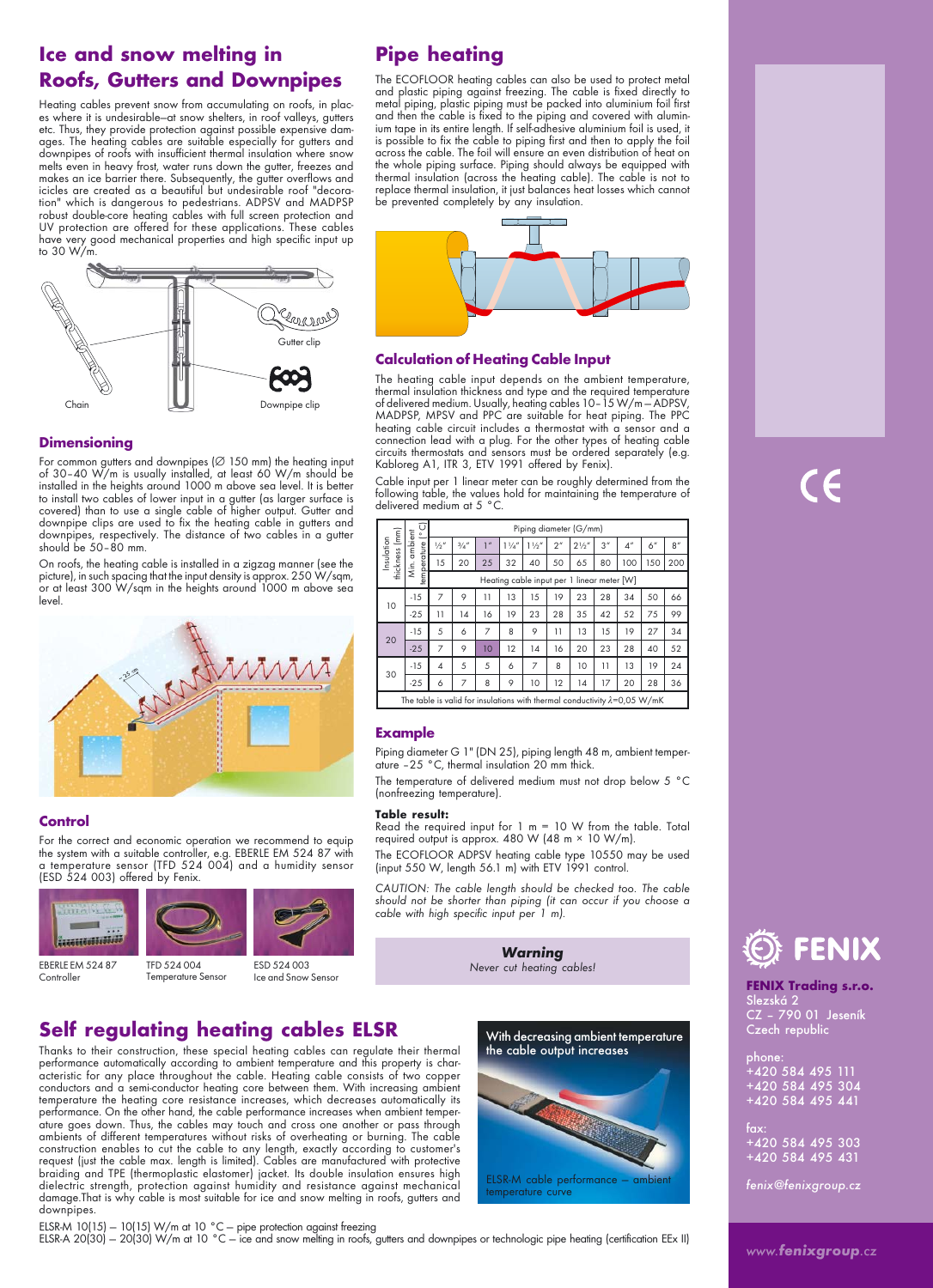## Ice and snow melting in Roofs, Gutters and Downpipes

Heating cables prevent snow from accumulating on roofs, in places where it is undesirable–at snow shelters, in roof valleys, gutters etc. Thus, they provide protection against possible expensive damages. The heating cables are suitable especially for gutters and downpipes of roofs with insufficient thermal insulation where snow melts even in heavy frost, water runs down the gutter, freezes and makes an ice barrier there. Subsequently, the gutter overflows and icicles are created as a beautiful but undesirable roof "decoration" which is dangerous to pedestrians. ADPSV and MADPSP robust double-core heating cables with full screen protection and UV protection are offered for these applications. These cables have very good mechanical properties and high specific input up to 30 W/m.

Gutter clip

Chain

Downpipe clip

### Dimensioning

For common gutters and downpipes (∅ 150 mm) the heating input of 30–40 W/m is usually installed, at least 60 W/m should be installed in the heights around 1000 m above sea level. It is better to install two cables of lower input in a gutter (as larger surface is covered) than to use a single cable of higher output. Gutter and downpipe clips are used to fix the heating cable in gutters and downpipes, respectively. The distance of two cables in a gutter should be 50–80 mm.

On roofs, the heating cable is installed in a zigzag manner (see the picture), in such spacing that the input density is approx. 250 W/sqm, or at least 300 W/sqm in the heights around 1000 m above sea level.

~25 cm

### Control

For the correct and economic operation we recommend to equip the system with a suitable controller, e.g. EBERLE EM 524 87 with a temperature sensor (TFD 524 004) and a humidity sensor (ESD 524 003) offered by Fenix.

EBERLE EM 524 87 Controller

TFD 524 004 Temperature Sensor

ESD 524 003 Ice and Snow Sensor

## Pipe heating

The ECOFLOOR heating cables can also be used to protect metal and plastic piping against freezing. The cable is fixed directly to metal piping, plastic piping must be packed into aluminium foil first and then the cable is fixed to the piping and covered with aluminium tape in its entire length. If self-adhesive aluminium foil is used, it is possible to fix the cable to piping first and then to apply the foil across the cable. The foil will ensure an even distribution of heat on the whole piping surface. Piping should always be equipped with thermal insulation (across the heating cable). The cable is not to replace thermal insulation, it just balances heat losses which cannot be prevented completely by any insulation.

### Calculation of Heating Cable Input

The heating cable input depends on the ambient temperature, thermal insulation thickness and type and the required temperature of delivered medium. Usually, heating cables 10–15 W/m – ADPSV, MADPSP, MPSV and PPC are suitable for heat piping. The PPC heating cable circuit includes a thermostat with a sensor and a connection lead with a plug. For the other types of heating cable circuits thermostats and sensors must be ordered separately (e.g. Kabloreg A1, ITR 3, ETV 1991 offered by Fenix).

Cable input per 1 linear meter can be roughly determined from the following table, the values hold for maintaining the temperature of delivered medium at 5 °C.

| Insulation thickness [mm] | Min. ambient temperature [° C] | Piping diameter (G/mm) | | | | | | | | | | |
|---|---|---|---|---|---|---|---|---|---|---|---|---|
| | | ½" | ¾" | 1" | 1¼" | 1½" | 2" | 2½" | 3" | 4" | 6" | 8" |
| | | 15 | 20 | 25 | 32 | 40 | 50 | 65 | 80 | 100 | 150 | 200 |
| | | Heating cable input per 1 linear meter [W] | | | | | | | | | | |
| 10 | -15 | 7 | 9 | 11 | 13 | 15 | 19 | 23 | 28 | 34 | 50 | 66 |
| | -25 | 11 | 14 | 16 | 19 | 23 | 28 | 35 | 42 | 52 | 75 | 99 |
| 20 | -15 | 5 | 6 | 7 | 8 | 9 | 11 | 13 | 15 | 19 | 27 | 34 |
| | -25 | 7 | 9 | 10 | 12 | 14 | 16 | 20 | 23 | 28 | 40 | 52 |
| 30 | -15 | 4 | 5 | 5 | 6 | 7 | 8 | 10 | 11 | 13 | 19 | 24 |
| | -25 | 6 | 7 | 8 | 9 | 10 | 12 | 14 | 17 | 20 | 28 | 36 |

The table is valid for insulations with thermal conductivity $\lambda$=0,05 W/mK

### Example

Piping diameter G 1" (DN 25), piping length 48 m, ambient temperature –25 °C, thermal insulation 20 mm thick.

The temperature of delivered medium must not drop below 5 °C (nonfreezing temperature).

**Table result:**
Read the required input for 1 m = 10 W from the table. Total required output is approx. 480 W (48 m × 10 W/m).

The ECOFLOOR ADPSV heating cable type 10550 may be used (input 550 W, length 56.1 m) with ETV 1991 control.

*CAUTION: The cable length should be checked too. The cable should not be shorter than piping (it can occur if you choose a cable with high specific input per 1 m).*

**Warning**
*Never cut heating cables!*

## Self regulating heating cables ELSR

Thanks to their construction, these special heating cables can regulate their thermal performance automatically according to ambient temperature and this property is characteristic for any place throughout the cable. Heating cable consists of two copper conductors and a semi-conductor heating core between them. With increasing ambient temperature the heating core resistance increases, which decreases automatically its performance. On the other hand, the cable performance increases when ambient temperature goes down. Thus, the cables may touch and cross one another or pass through ambients of different temperatures without risks of overheating or burning. The cable construction enables to cut the cable to any length, exactly according to customer's request (just the cable max. length is limited). Cables are manufactured with protective braiding and TPE (thermoplastic elastomer) jacket. Its double insulation ensures high dielectric strength, protection against humidity and resistance against mechanical damage. That is why cable is most suitable for ice and snow melting in roofs, gutters and downpipes.

With decreasing ambient temperature the cable output increases

ELSR-M cable performance – ambient temperature curve

ELSR-M 10(15) – 10(15) W/m at 10 °C – pipe protection against freezing
ELSR-A 20(30) – 20(30) W/m at 10 °C – ice and snow melting in roofs, gutters and downpipes or technologic pipe heating (certification EEx II)

CE

**FENIX**

**FENIX Trading s.r.o.**
Slezská 2
CZ – 790 01 Jeseník
Czech republic

phone:
+420 584 495 111
+420 584 495 304
+420 584 495 441

fax:
+420 584 495 303
+420 584 495 431

fenix@fenixgroup.cz

www.fenixgroup.cz